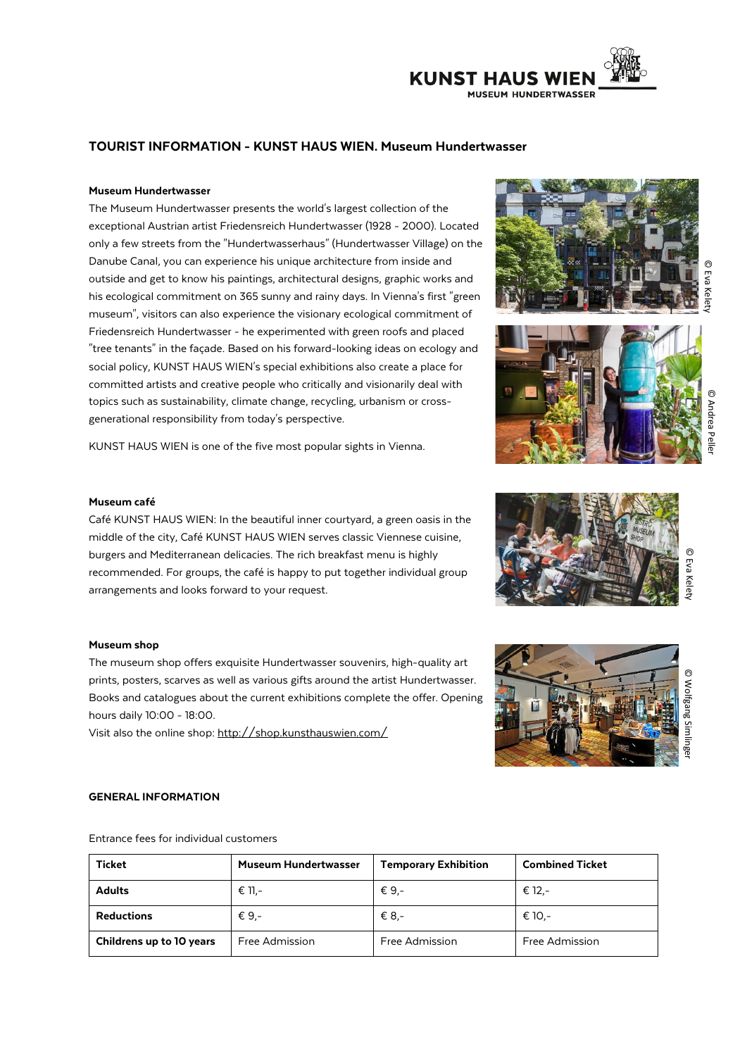# TOURIST INFORMATION - KUNST HAUS WIEN. Museum Hundertwasser

### Museum Hundertwasser

The Museum Hundertwasser presents the world's largest collection of the exceptional Austrian artist Friedensreich Hundertwasser (1928 - 2000). Located only a few streets from the "Hundertwasserhaus" (Hundertwasser Village) on the Danube Canal, you can experience his unique architecture from inside and outside and get to know his paintings, architectural designs, graphic works and his ecological commitment on 365 sunny and rainy days. In Vienna's first "green museum", visitors can also experience the visionary ecological commitment of Friedensreich Hundertwasser - he experimented with green roofs and placed "tree tenants" in the façade. Based on his forward-looking ideas on ecology and social policy, KUNST HAUS WIEN's special exhibitions also create a place for committed artists and creative people who critically and visionarily deal with topics such as sustainability, climate change, recycling, urbanism or cross-generational responsibility from today's perspective.

KUNST HAUS WIEN is one of the five most popular sights in Vienna.

© Eva Kelety

© Andrea Peller

### Museum café

Café KUNST HAUS WIEN: In the beautiful inner courtyard, a green oasis in the middle of the city, Café KUNST HAUS WIEN serves classic Viennese cuisine, burgers and Mediterranean delicacies. The rich breakfast menu is highly recommended. For groups, the café is happy to put together individual group arrangements and looks forward to your request.

© Eva Kelety

### Museum shop

The museum shop offers exquisite Hundertwasser souvenirs, high-quality art prints, posters, scarves as well as various gifts around the artist Hundertwasser. Books and catalogues about the current exhibitions complete the offer. Opening hours daily 10:00 - 18:00.

Visit also the online shop: http://shop.kunsthauswien.com/

© Wolfgang Simlinger

## GENERAL INFORMATION

Entrance fees for individual customers

| Ticket | Museum Hundertwasser | Temporary Exhibition | Combined Ticket |
|---|---|---|---|
| **Adults** | € 11,- | € 9,- | € 12,- |
| **Reductions** | € 9,- | € 8,- | € 10,- |
| **Childrens up to 10 years** | Free Admission | Free Admission | Free Admission |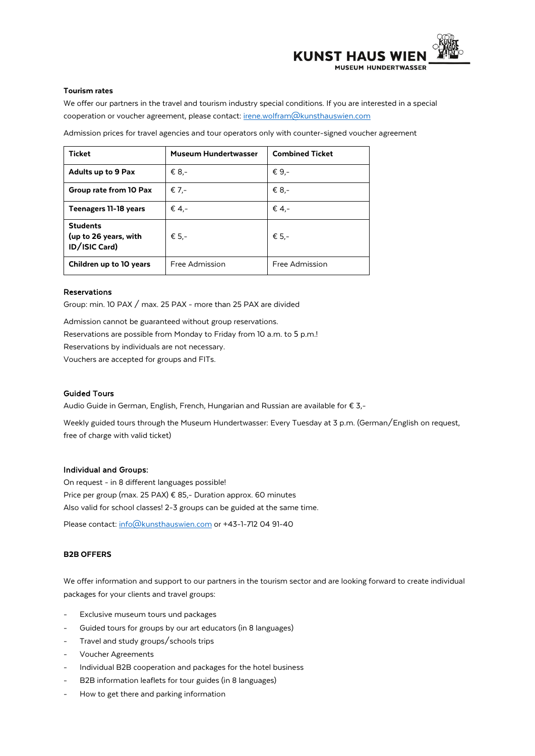**Tourism rates**

We offer our partners in the travel and tourism industry special conditions. If you are interested in a special cooperation or voucher agreement, please contact: [irene.wolfram@kunsthauswien.com](mailto:irene.wolfram@kunsthauswien.com)

Admission prices for travel agencies and tour operators only with counter-signed voucher agreement

| Ticket | Museum Hundertwasser | Combined Ticket |
|---|---|---|
| **Adults up to 9 Pax** | € 8,- | € 9,- |
| **Group rate from 10 Pax** | € 7,- | € 8,- |
| **Teenagers 11-18 years** | € 4,- | € 4,- |
| **Students (up to 26 years, with ID/ISIC Card)** | € 5,- | € 5,- |
| **Children up to 10 years** | Free Admission | Free Admission |

**Reservations**

Group: min. 10 PAX / max. 25 PAX - more than 25 PAX are divided

Admission cannot be guaranteed without group reservations.
Reservations are possible from Monday to Friday from 10 a.m. to 5 p.m.!
Reservations by individuals are not necessary.
Vouchers are accepted for groups and FITs.

**Guided Tours**

Audio Guide in German, English, French, Hungarian and Russian are available for € 3,-

Weekly guided tours through the Museum Hundertwasser: Every Tuesday at 3 p.m. (German/English on request, free of charge with valid ticket)

**Individual and Groups:**

On request - in 8 different languages possible!
Price per group (max. 25 PAX) € 85,- Duration approx. 60 minutes
Also valid for school classes! 2-3 groups can be guided at the same time.

Please contact: [info@kunsthauswien.com](mailto:info@kunsthauswien.com) or +43-1-712 04 91-40

**B2B OFFERS**

We offer information and support to our partners in the tourism sector and are looking forward to create individual packages for your clients and travel groups:

- Exclusive museum tours und packages
- Guided tours for groups by our art educators (in 8 languages)
- Travel and study groups/schools trips
- Voucher Agreements
- Individual B2B cooperation and packages for the hotel business
- B2B information leaflets for tour guides (in 8 languages)
- How to get there and parking information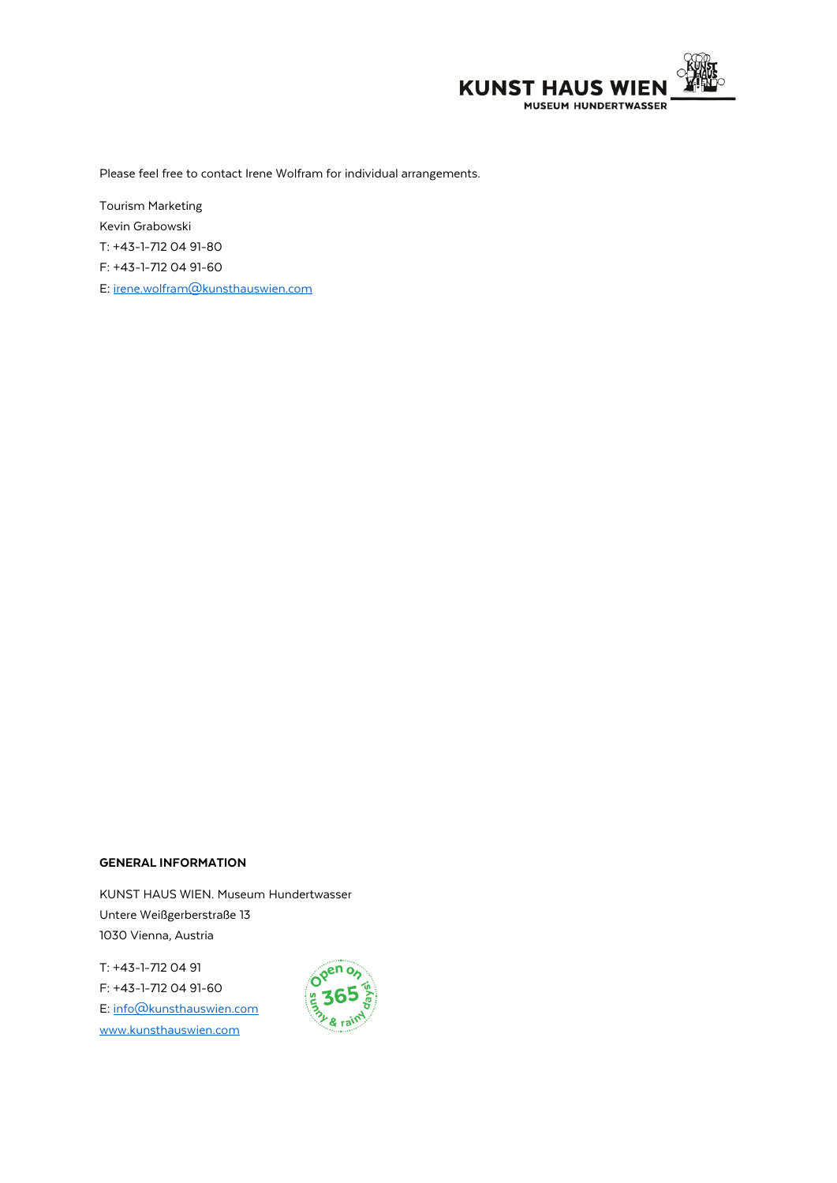Please feel free to contact Irene Wolfram for individual arrangements.

Tourism Marketing
Kevin Grabowski
T: +43-1-712 04 91-80
F: +43-1-712 04 91-60
E: irene.wolfram@kunsthauswien.com

**GENERAL INFORMATION**

KUNST HAUS WIEN. Museum Hundertwasser
Untere Weißgerberstraße 13
1030 Vienna, Austria

T: +43-1-712 04 91
F: +43-1-712 04 91-60
E: info@kunsthauswien.com
www.kunsthauswien.com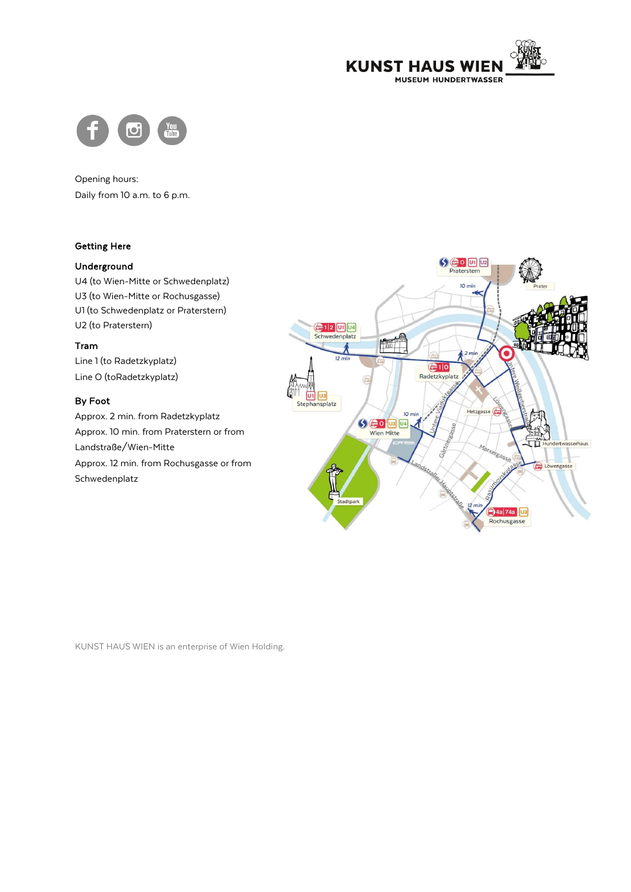KUNST HAUS WIEN
MUSEUM HUNDERTWASSER

Opening hours:
Daily from 10 a.m. to 6 p.m.

## Getting Here

### Underground

U4 (to Wien-Mitte or Schwedenplatz)
U3 (to Wien-Mitte or Rochusgasse)
U1 (to Schwedenplatz or Praterstern)
U2 (to Praterstern)

### Tram

Line 1 (to Radetzkyplatz)
Line O (toRadetzkyplatz)

### By Foot

Approx. 2 min. from Radetzkyplatz
Approx. 10 min. from Praterstern or from Landstraße/Wien-Mitte
Approx. 12 min. from Rochusgasse or from Schwedenplatz

Praterstern
Prater
10 min
Schwedenplatz
12 min
2 min
Radetzkyplatz
Stephansplatz
10 min
Wien Mitte
Hetzgasse
Hundertwasserhaus
Löwengasse
Stadtpark
12 min
Rochusgasse
Untere Weißgerberstraße
Löwengasse
Untere Viaduktgasse
Gärtnergasse
Marxergasse
Rasumofskygasse
Landstraßer Hauptstraße

KUNST HAUS WIEN is an enterprise of Wien Holding.